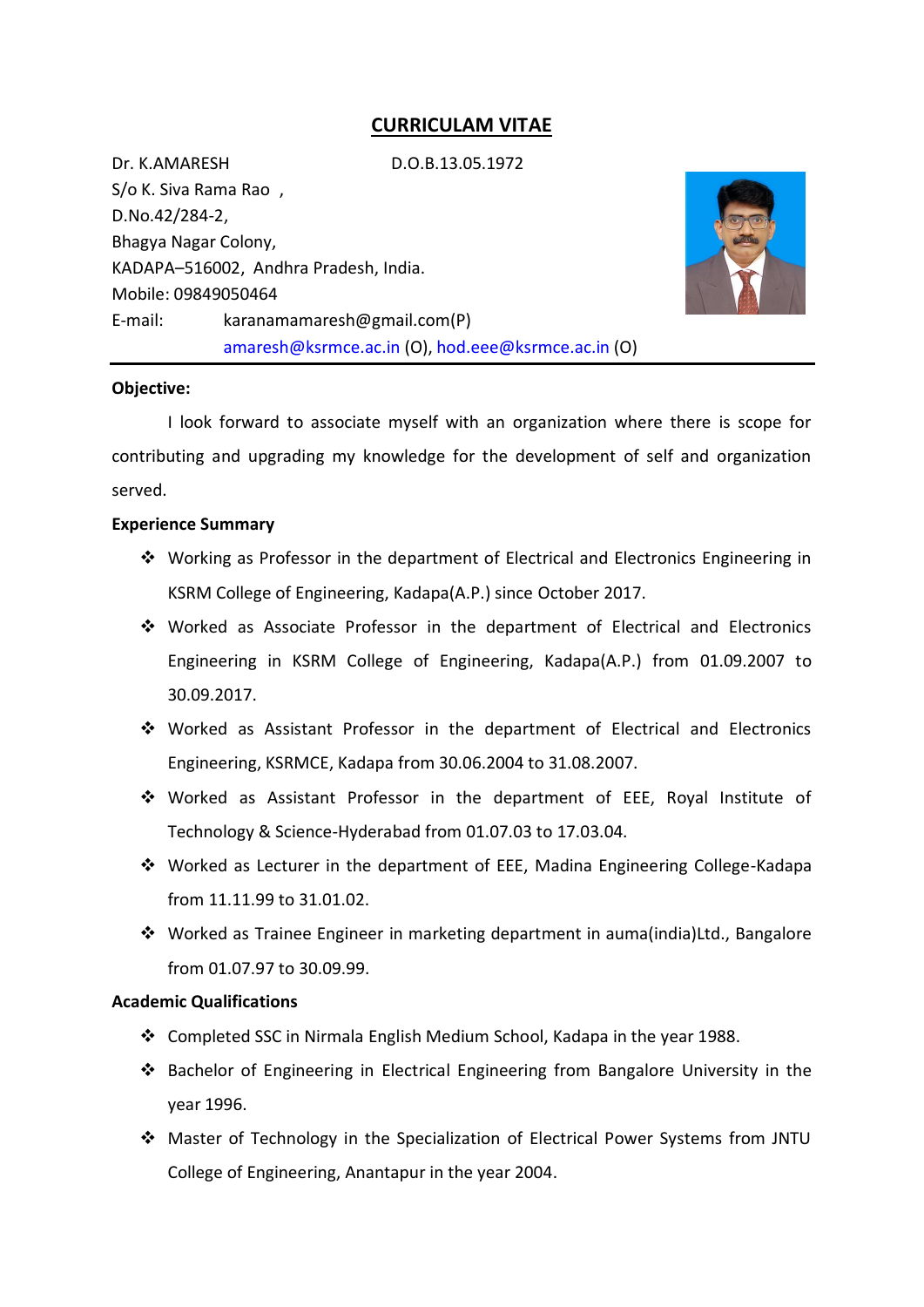# CURRICULAM VITAE

Dr. K.AMARESH D.O.B.13.05.1972
S/o K. Siva Rama Rao ,
D.No.42/284-2,
Bhagya Nagar Colony,
KADAPA–516002, Andhra Pradesh, India.
Mobile: 09849050464
E-mail: karanamamaresh@gmail.com(P)
amaresh@ksrmce.ac.in (O), hod.eee@ksrmce.ac.in (O)

---

**Objective:**

I look forward to associate myself with an organization where there is scope for contributing and upgrading my knowledge for the development of self and organization served.

**Experience Summary**

- Working as Professor in the department of Electrical and Electronics Engineering in KSRM College of Engineering, Kadapa(A.P.) since October 2017.
- Worked as Associate Professor in the department of Electrical and Electronics Engineering in KSRM College of Engineering, Kadapa(A.P.) from 01.09.2007 to 30.09.2017.
- Worked as Assistant Professor in the department of Electrical and Electronics Engineering, KSRMCE, Kadapa from 30.06.2004 to 31.08.2007.
- Worked as Assistant Professor in the department of EEE, Royal Institute of Technology & Science-Hyderabad from 01.07.03 to 17.03.04.
- Worked as Lecturer in the department of EEE, Madina Engineering College-Kadapa from 11.11.99 to 31.01.02.
- Worked as Trainee Engineer in marketing department in auma(india)Ltd., Bangalore from 01.07.97 to 30.09.99.

**Academic Qualifications**

- Completed SSC in Nirmala English Medium School, Kadapa in the year 1988.
- Bachelor of Engineering in Electrical Engineering from Bangalore University in the year 1996.
- Master of Technology in the Specialization of Electrical Power Systems from JNTU College of Engineering, Anantapur in the year 2004.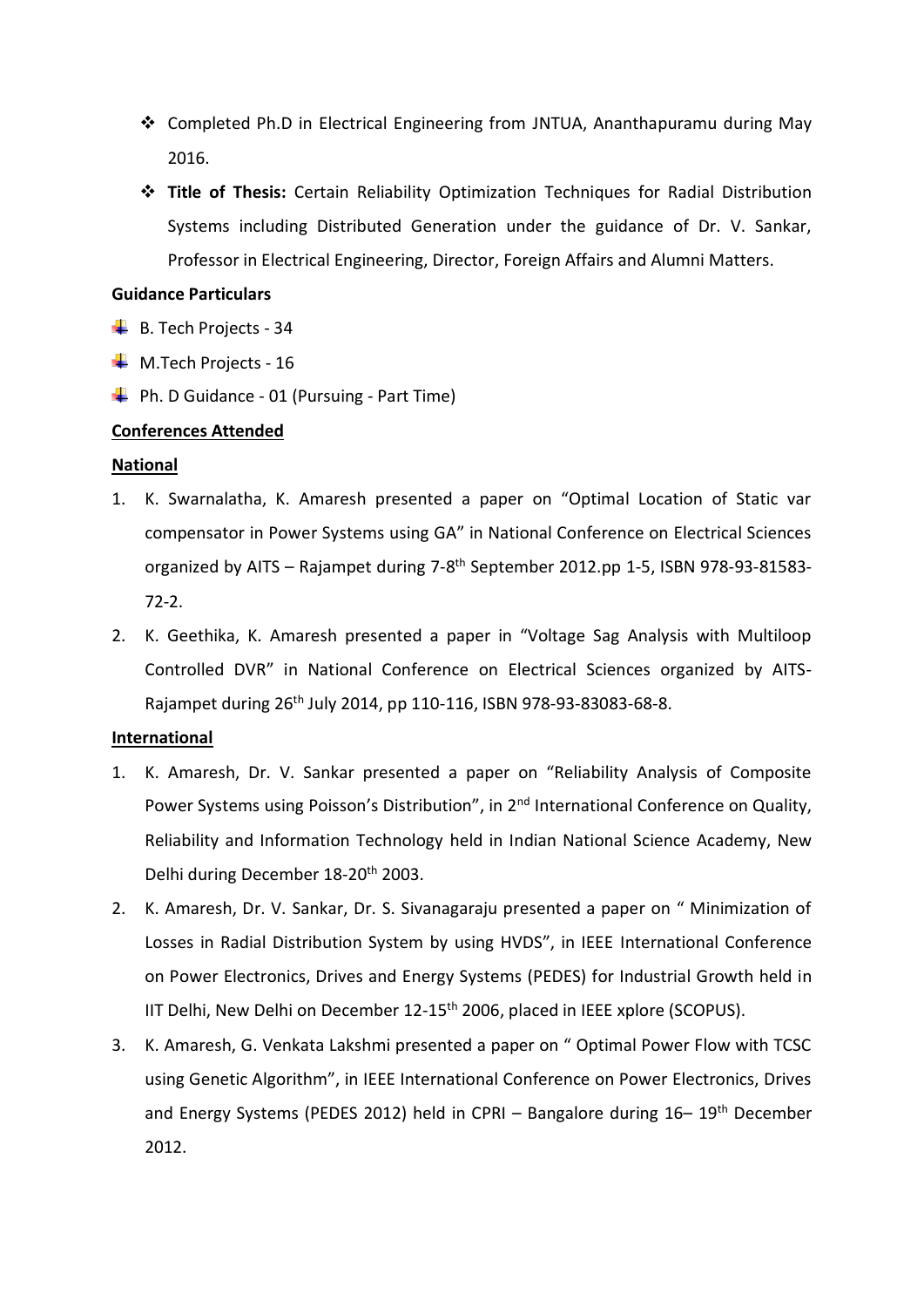- Completed Ph.D in Electrical Engineering from JNTUA, Ananthapuramu during May 2016.
- **Title of Thesis:** Certain Reliability Optimization Techniques for Radial Distribution Systems including Distributed Generation under the guidance of Dr. V. Sankar, Professor in Electrical Engineering, Director, Foreign Affairs and Alumni Matters.

**Guidance Particulars**

- B. Tech Projects - 34
- M.Tech Projects - 16
- Ph. D Guidance - 01 (Pursuing - Part Time)

**Conferences Attended**

**National**

1. K. Swarnalatha, K. Amaresh presented a paper on "Optimal Location of Static var compensator in Power Systems using GA" in National Conference on Electrical Sciences organized by AITS – Rajampet during 7-8th September 2012.pp 1-5, ISBN 978-93-81583-72-2.
2. K. Geethika, K. Amaresh presented a paper in "Voltage Sag Analysis with Multiloop Controlled DVR" in National Conference on Electrical Sciences organized by AITS-Rajampet during 26th July 2014, pp 110-116, ISBN 978-93-83083-68-8.

**International**

1. K. Amaresh, Dr. V. Sankar presented a paper on "Reliability Analysis of Composite Power Systems using Poisson's Distribution", in 2nd International Conference on Quality, Reliability and Information Technology held in Indian National Science Academy, New Delhi during December 18-20th 2003.
2. K. Amaresh, Dr. V. Sankar, Dr. S. Sivanagaraju presented a paper on " Minimization of Losses in Radial Distribution System by using HVDS", in IEEE International Conference on Power Electronics, Drives and Energy Systems (PEDES) for Industrial Growth held in IIT Delhi, New Delhi on December 12-15th 2006, placed in IEEE xplore (SCOPUS).
3. K. Amaresh, G. Venkata Lakshmi presented a paper on " Optimal Power Flow with TCSC using Genetic Algorithm", in IEEE International Conference on Power Electronics, Drives and Energy Systems (PEDES 2012) held in CPRI – Bangalore during 16– 19th December 2012.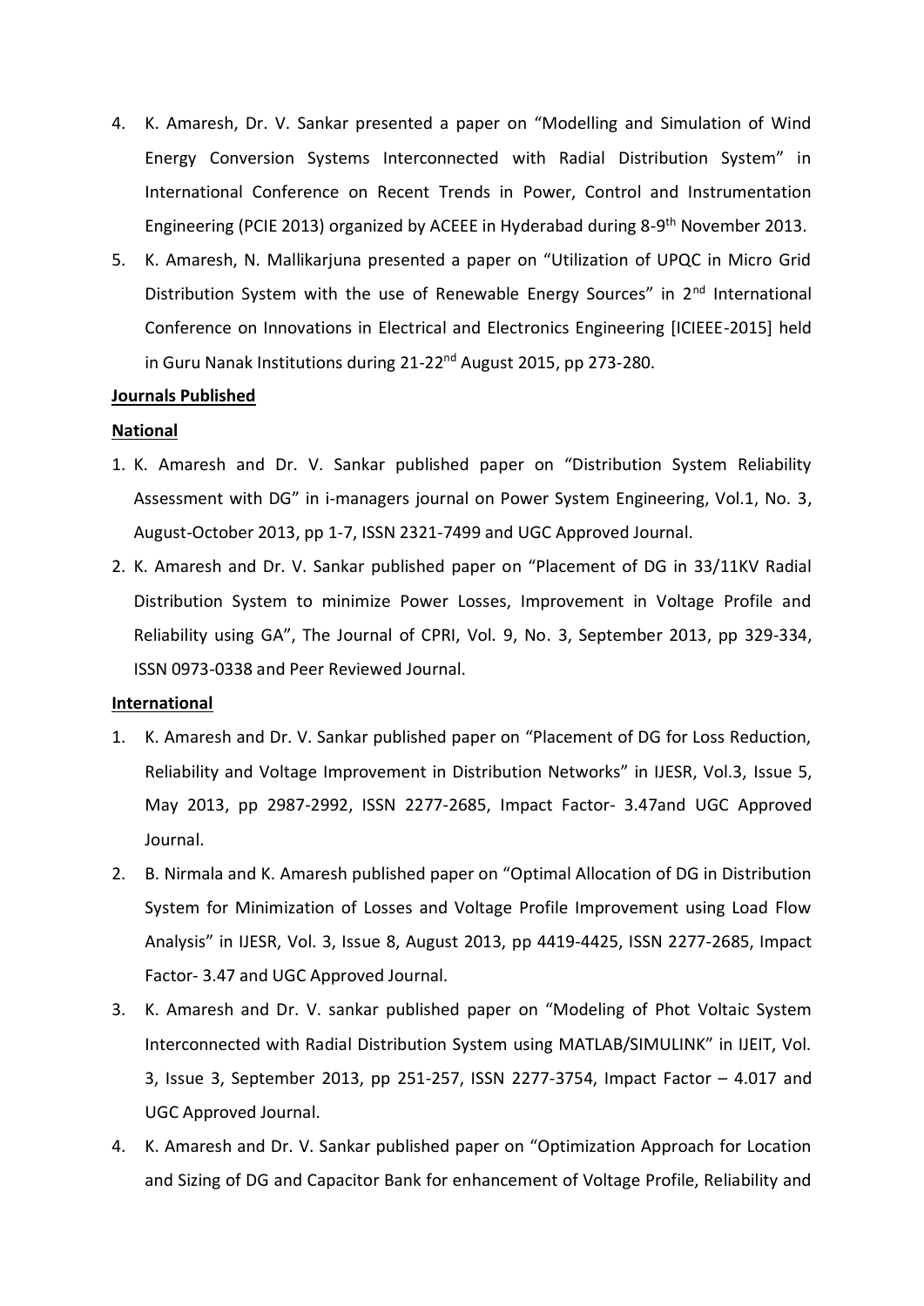4. K. Amaresh, Dr. V. Sankar presented a paper on "Modelling and Simulation of Wind Energy Conversion Systems Interconnected with Radial Distribution System" in International Conference on Recent Trends in Power, Control and Instrumentation Engineering (PCIE 2013) organized by ACEEE in Hyderabad during 8-9th November 2013.
5. K. Amaresh, N. Mallikarjuna presented a paper on "Utilization of UPQC in Micro Grid Distribution System with the use of Renewable Energy Sources" in 2nd International Conference on Innovations in Electrical and Electronics Engineering [ICIEEE-2015] held in Guru Nanak Institutions during 21-22nd August 2015, pp 273-280.

**Journals Published**

**National**

1. K. Amaresh and Dr. V. Sankar published paper on "Distribution System Reliability Assessment with DG" in i-managers journal on Power System Engineering, Vol.1, No. 3, August-October 2013, pp 1-7, ISSN 2321-7499 and UGC Approved Journal.
2. K. Amaresh and Dr. V. Sankar published paper on "Placement of DG in 33/11KV Radial Distribution System to minimize Power Losses, Improvement in Voltage Profile and Reliability using GA", The Journal of CPRI, Vol. 9, No. 3, September 2013, pp 329-334, ISSN 0973-0338 and Peer Reviewed Journal.

**International**

1. K. Amaresh and Dr. V. Sankar published paper on "Placement of DG for Loss Reduction, Reliability and Voltage Improvement in Distribution Networks" in IJESR, Vol.3, Issue 5, May 2013, pp 2987-2992, ISSN 2277-2685, Impact Factor- 3.47and UGC Approved Journal.
2. B. Nirmala and K. Amaresh published paper on "Optimal Allocation of DG in Distribution System for Minimization of Losses and Voltage Profile Improvement using Load Flow Analysis" in IJESR, Vol. 3, Issue 8, August 2013, pp 4419-4425, ISSN 2277-2685, Impact Factor- 3.47 and UGC Approved Journal.
3. K. Amaresh and Dr. V. sankar published paper on "Modeling of Phot Voltaic System Interconnected with Radial Distribution System using MATLAB/SIMULINK" in IJEIT, Vol. 3, Issue 3, September 2013, pp 251-257, ISSN 2277-3754, Impact Factor – 4.017 and UGC Approved Journal.
4. K. Amaresh and Dr. V. Sankar published paper on "Optimization Approach for Location and Sizing of DG and Capacitor Bank for enhancement of Voltage Profile, Reliability and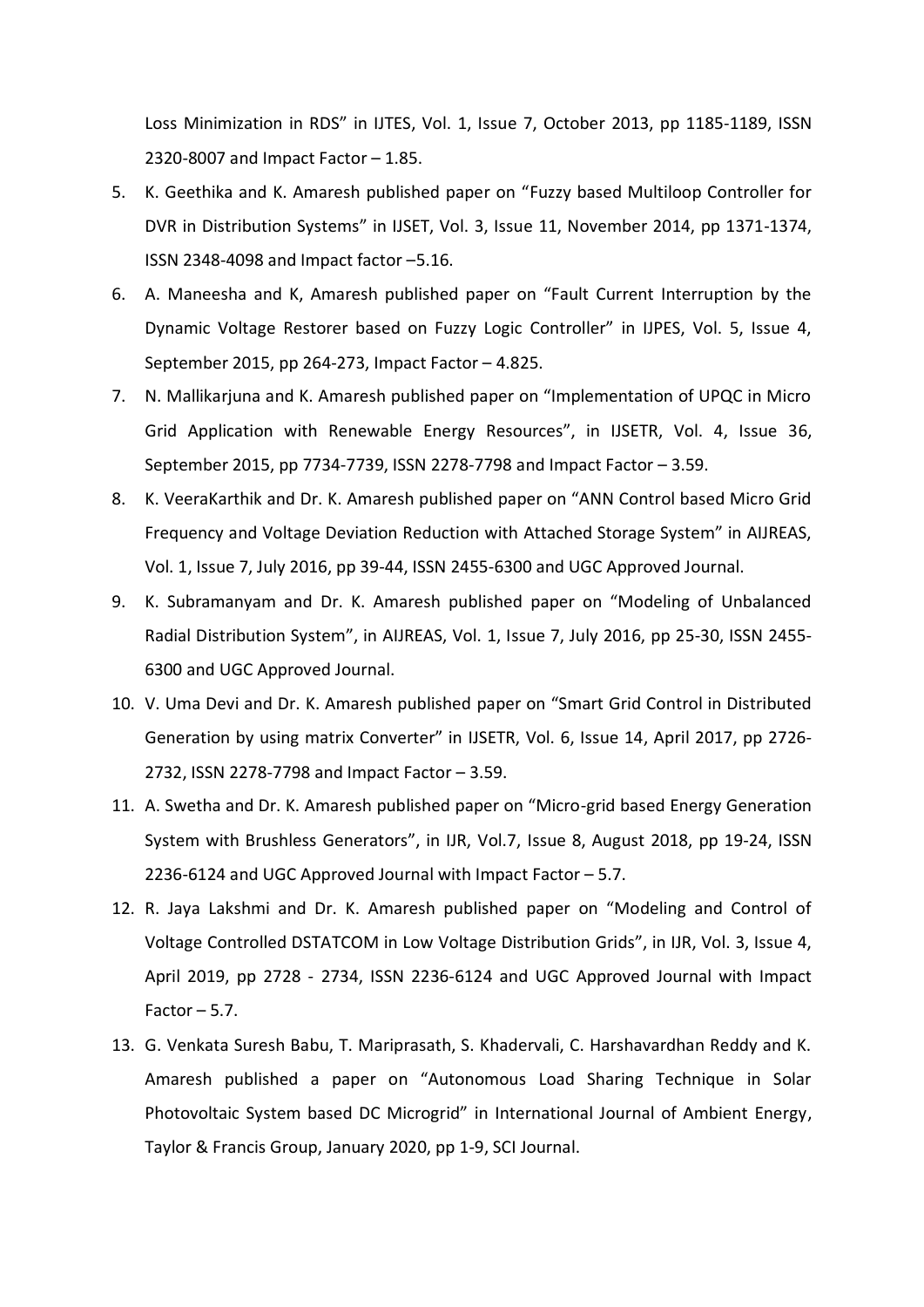Loss Minimization in RDS" in IJTES, Vol. 1, Issue 7, October 2013, pp 1185-1189, ISSN 2320-8007 and Impact Factor – 1.85.

5. K. Geethika and K. Amaresh published paper on "Fuzzy based Multiloop Controller for DVR in Distribution Systems" in IJSET, Vol. 3, Issue 11, November 2014, pp 1371-1374, ISSN 2348-4098 and Impact factor –5.16.
6. A. Maneesha and K, Amaresh published paper on "Fault Current Interruption by the Dynamic Voltage Restorer based on Fuzzy Logic Controller" in IJPES, Vol. 5, Issue 4, September 2015, pp 264-273, Impact Factor – 4.825.
7. N. Mallikarjuna and K. Amaresh published paper on "Implementation of UPQC in Micro Grid Application with Renewable Energy Resources", in IJSETR, Vol. 4, Issue 36, September 2015, pp 7734-7739, ISSN 2278-7798 and Impact Factor – 3.59.
8. K. VeeraKarthik and Dr. K. Amaresh published paper on "ANN Control based Micro Grid Frequency and Voltage Deviation Reduction with Attached Storage System" in AIJREAS, Vol. 1, Issue 7, July 2016, pp 39-44, ISSN 2455-6300 and UGC Approved Journal.
9. K. Subramanyam and Dr. K. Amaresh published paper on "Modeling of Unbalanced Radial Distribution System", in AIJREAS, Vol. 1, Issue 7, July 2016, pp 25-30, ISSN 2455-6300 and UGC Approved Journal.
10. V. Uma Devi and Dr. K. Amaresh published paper on "Smart Grid Control in Distributed Generation by using matrix Converter" in IJSETR, Vol. 6, Issue 14, April 2017, pp 2726-2732, ISSN 2278-7798 and Impact Factor – 3.59.
11. A. Swetha and Dr. K. Amaresh published paper on "Micro-grid based Energy Generation System with Brushless Generators", in IJR, Vol.7, Issue 8, August 2018, pp 19-24, ISSN 2236-6124 and UGC Approved Journal with Impact Factor – 5.7.
12. R. Jaya Lakshmi and Dr. K. Amaresh published paper on "Modeling and Control of Voltage Controlled DSTATCOM in Low Voltage Distribution Grids", in IJR, Vol. 3, Issue 4, April 2019, pp 2728 - 2734, ISSN 2236-6124 and UGC Approved Journal with Impact Factor – 5.7.
13. G. Venkata Suresh Babu, T. Mariprasath, S. Khadervali, C. Harshavardhan Reddy and K. Amaresh published a paper on "Autonomous Load Sharing Technique in Solar Photovoltaic System based DC Microgrid" in International Journal of Ambient Energy, Taylor & Francis Group, January 2020, pp 1-9, SCI Journal.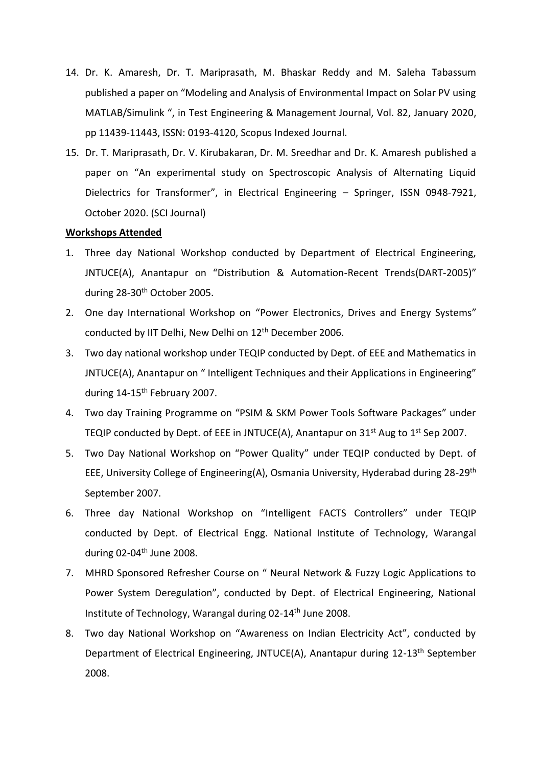14. Dr. K. Amaresh, Dr. T. Mariprasath, M. Bhaskar Reddy and M. Saleha Tabassum published a paper on "Modeling and Analysis of Environmental Impact on Solar PV using MATLAB/Simulink ", in Test Engineering & Management Journal, Vol. 82, January 2020, pp 11439-11443, ISSN: 0193-4120, Scopus Indexed Journal.
15. Dr. T. Mariprasath, Dr. V. Kirubakaran, Dr. M. Sreedhar and Dr. K. Amaresh published a paper on "An experimental study on Spectroscopic Analysis of Alternating Liquid Dielectrics for Transformer", in Electrical Engineering – Springer, ISSN 0948-7921, October 2020. (SCI Journal)

**Workshops Attended**

1. Three day National Workshop conducted by Department of Electrical Engineering, JNTUCE(A), Anantapur on "Distribution & Automation-Recent Trends(DART-2005)" during 28-30th October 2005.
2. One day International Workshop on "Power Electronics, Drives and Energy Systems" conducted by IIT Delhi, New Delhi on 12th December 2006.
3. Two day national workshop under TEQIP conducted by Dept. of EEE and Mathematics in JNTUCE(A), Anantapur on " Intelligent Techniques and their Applications in Engineering" during 14-15th February 2007.
4. Two day Training Programme on "PSIM & SKM Power Tools Software Packages" under TEQIP conducted by Dept. of EEE in JNTUCE(A), Anantapur on 31st Aug to 1st Sep 2007.
5. Two Day National Workshop on "Power Quality" under TEQIP conducted by Dept. of EEE, University College of Engineering(A), Osmania University, Hyderabad during 28-29th September 2007.
6. Three day National Workshop on "Intelligent FACTS Controllers" under TEQIP conducted by Dept. of Electrical Engg. National Institute of Technology, Warangal during 02-04th June 2008.
7. MHRD Sponsored Refresher Course on " Neural Network & Fuzzy Logic Applications to Power System Deregulation", conducted by Dept. of Electrical Engineering, National Institute of Technology, Warangal during 02-14th June 2008.
8. Two day National Workshop on "Awareness on Indian Electricity Act", conducted by Department of Electrical Engineering, JNTUCE(A), Anantapur during 12-13th September 2008.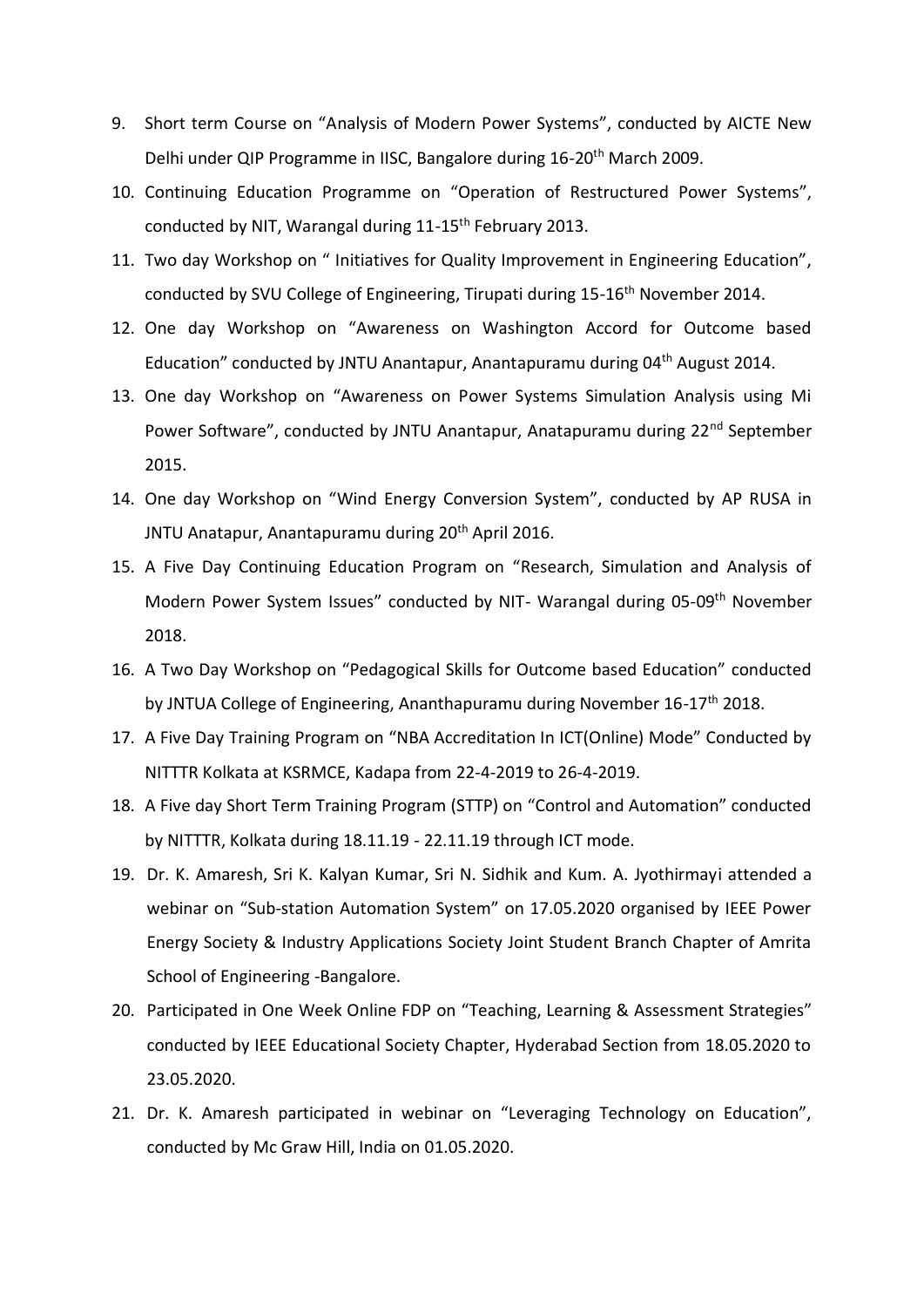9. Short term Course on "Analysis of Modern Power Systems", conducted by AICTE New Delhi under QIP Programme in IISC, Bangalore during 16-20th March 2009.
10. Continuing Education Programme on "Operation of Restructured Power Systems", conducted by NIT, Warangal during 11-15th February 2013.
11. Two day Workshop on " Initiatives for Quality Improvement in Engineering Education", conducted by SVU College of Engineering, Tirupati during 15-16th November 2014.
12. One day Workshop on "Awareness on Washington Accord for Outcome based Education" conducted by JNTU Anantapur, Anantapuramu during 04th August 2014.
13. One day Workshop on "Awareness on Power Systems Simulation Analysis using Mi Power Software", conducted by JNTU Anantapur, Anatapuramu during 22nd September 2015.
14. One day Workshop on "Wind Energy Conversion System", conducted by AP RUSA in JNTU Anatapur, Anantapuramu during 20th April 2016.
15. A Five Day Continuing Education Program on "Research, Simulation and Analysis of Modern Power System Issues" conducted by NIT- Warangal during 05-09th November 2018.
16. A Two Day Workshop on "Pedagogical Skills for Outcome based Education" conducted by JNTUA College of Engineering, Ananthapuramu during November 16-17th 2018.
17. A Five Day Training Program on "NBA Accreditation In ICT(Online) Mode" Conducted by NITTTR Kolkata at KSRMCE, Kadapa from 22-4-2019 to 26-4-2019.
18. A Five day Short Term Training Program (STTP) on "Control and Automation" conducted by NITTTR, Kolkata during 18.11.19 - 22.11.19 through ICT mode.
19. Dr. K. Amaresh, Sri K. Kalyan Kumar, Sri N. Sidhik and Kum. A. Jyothirmayi attended a webinar on "Sub-station Automation System" on 17.05.2020 organised by IEEE Power Energy Society & Industry Applications Society Joint Student Branch Chapter of Amrita School of Engineering -Bangalore.
20. Participated in One Week Online FDP on "Teaching, Learning & Assessment Strategies" conducted by IEEE Educational Society Chapter, Hyderabad Section from 18.05.2020 to 23.05.2020.
21. Dr. K. Amaresh participated in webinar on "Leveraging Technology on Education", conducted by Mc Graw Hill, India on 01.05.2020.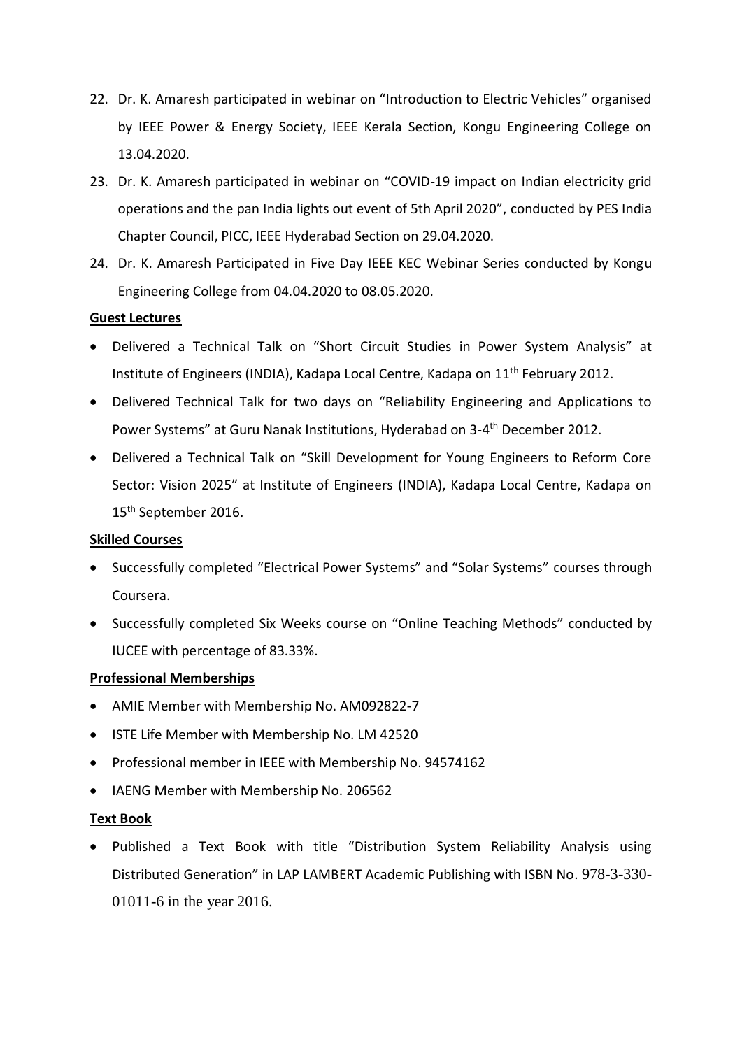22. Dr. K. Amaresh participated in webinar on "Introduction to Electric Vehicles" organised by IEEE Power & Energy Society, IEEE Kerala Section, Kongu Engineering College on 13.04.2020.
23. Dr. K. Amaresh participated in webinar on "COVID-19 impact on Indian electricity grid operations and the pan India lights out event of 5th April 2020", conducted by PES India Chapter Council, PICC, IEEE Hyderabad Section on 29.04.2020.
24. Dr. K. Amaresh Participated in Five Day IEEE KEC Webinar Series conducted by Kongu Engineering College from 04.04.2020 to 08.05.2020.

**Guest Lectures**

- Delivered a Technical Talk on "Short Circuit Studies in Power System Analysis" at Institute of Engineers (INDIA), Kadapa Local Centre, Kadapa on 11th February 2012.
- Delivered Technical Talk for two days on "Reliability Engineering and Applications to Power Systems" at Guru Nanak Institutions, Hyderabad on 3-4th December 2012.
- Delivered a Technical Talk on "Skill Development for Young Engineers to Reform Core Sector: Vision 2025" at Institute of Engineers (INDIA), Kadapa Local Centre, Kadapa on 15th September 2016.

**Skilled Courses**

- Successfully completed "Electrical Power Systems" and "Solar Systems" courses through Coursera.
- Successfully completed Six Weeks course on "Online Teaching Methods" conducted by IUCEE with percentage of 83.33%.

**Professional Memberships**

- AMIE Member with Membership No. AM092822-7
- ISTE Life Member with Membership No. LM 42520
- Professional member in IEEE with Membership No. 94574162
- IAENG Member with Membership No. 206562

**Text Book**

- Published a Text Book with title "Distribution System Reliability Analysis using Distributed Generation" in LAP LAMBERT Academic Publishing with ISBN No. 978-3-330-01011-6 in the year 2016.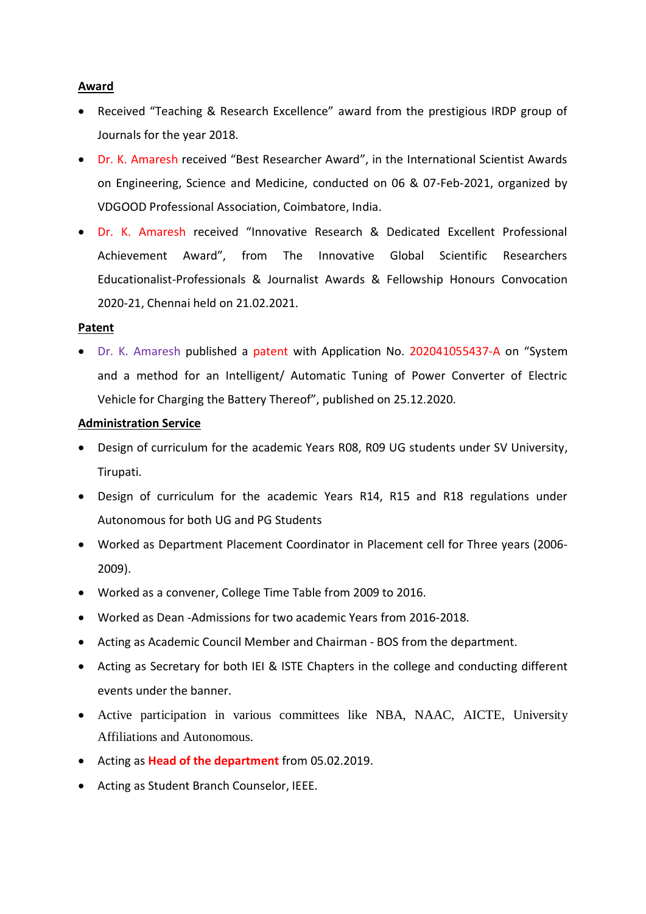**Award**

- Received “Teaching & Research Excellence” award from the prestigious IRDP group of Journals for the year 2018.
- Dr. K. Amaresh received “Best Researcher Award”, in the International Scientist Awards on Engineering, Science and Medicine, conducted on 06 & 07-Feb-2021, organized by VDGOOD Professional Association, Coimbatore, India.
- Dr. K. Amaresh received “Innovative Research & Dedicated Excellent Professional Achievement Award”, from The Innovative Global Scientific Researchers Educationalist-Professionals & Journalist Awards & Fellowship Honours Convocation 2020-21, Chennai held on 21.02.2021.

**Patent**

- Dr. K. Amaresh published a patent with Application No. 202041055437-A on “System and a method for an Intelligent/ Automatic Tuning of Power Converter of Electric Vehicle for Charging the Battery Thereof”, published on 25.12.2020.

**Administration Service**

- Design of curriculum for the academic Years R08, R09 UG students under SV University, Tirupati.
- Design of curriculum for the academic Years R14, R15 and R18 regulations under Autonomous for both UG and PG Students
- Worked as Department Placement Coordinator in Placement cell for Three years (2006-2009).
- Worked as a convener, College Time Table from 2009 to 2016.
- Worked as Dean -Admissions for two academic Years from 2016-2018.
- Acting as Academic Council Member and Chairman - BOS from the department.
- Acting as Secretary for both IEI & ISTE Chapters in the college and conducting different events under the banner.
- Active participation in various committees like NBA, NAAC, AICTE, University Affiliations and Autonomous.
- Acting as **Head of the department** from 05.02.2019.
- Acting as Student Branch Counselor, IEEE.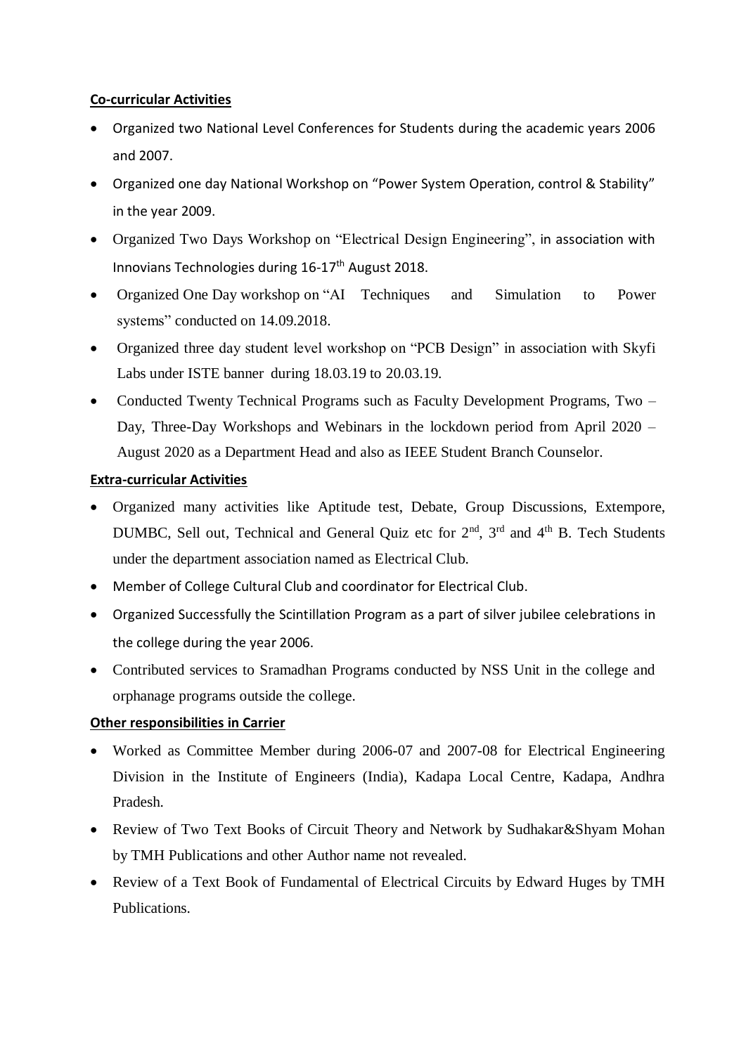**Co-curricular Activities**

- Organized two National Level Conferences for Students during the academic years 2006 and 2007.
- Organized one day National Workshop on "Power System Operation, control & Stability" in the year 2009.
- Organized Two Days Workshop on "Electrical Design Engineering", in association with Innovians Technologies during 16-17th August 2018.
- Organized One Day workshop on "AI Techniques and Simulation to Power systems" conducted on 14.09.2018.
- Organized three day student level workshop on "PCB Design" in association with Skyfi Labs under ISTE banner during 18.03.19 to 20.03.19.
- Conducted Twenty Technical Programs such as Faculty Development Programs, Two – Day, Three-Day Workshops and Webinars in the lockdown period from April 2020 – August 2020 as a Department Head and also as IEEE Student Branch Counselor.

**Extra-curricular Activities**

- Organized many activities like Aptitude test, Debate, Group Discussions, Extempore, DUMBC, Sell out, Technical and General Quiz etc for 2nd, 3rd and 4th B. Tech Students under the department association named as Electrical Club.
- Member of College Cultural Club and coordinator for Electrical Club.
- Organized Successfully the Scintillation Program as a part of silver jubilee celebrations in the college during the year 2006.
- Contributed services to Sramadhan Programs conducted by NSS Unit in the college and orphanage programs outside the college.

**Other responsibilities in Carrier**

- Worked as Committee Member during 2006-07 and 2007-08 for Electrical Engineering Division in the Institute of Engineers (India), Kadapa Local Centre, Kadapa, Andhra Pradesh.
- Review of Two Text Books of Circuit Theory and Network by Sudhakar&Shyam Mohan by TMH Publications and other Author name not revealed.
- Review of a Text Book of Fundamental of Electrical Circuits by Edward Huges by TMH Publications.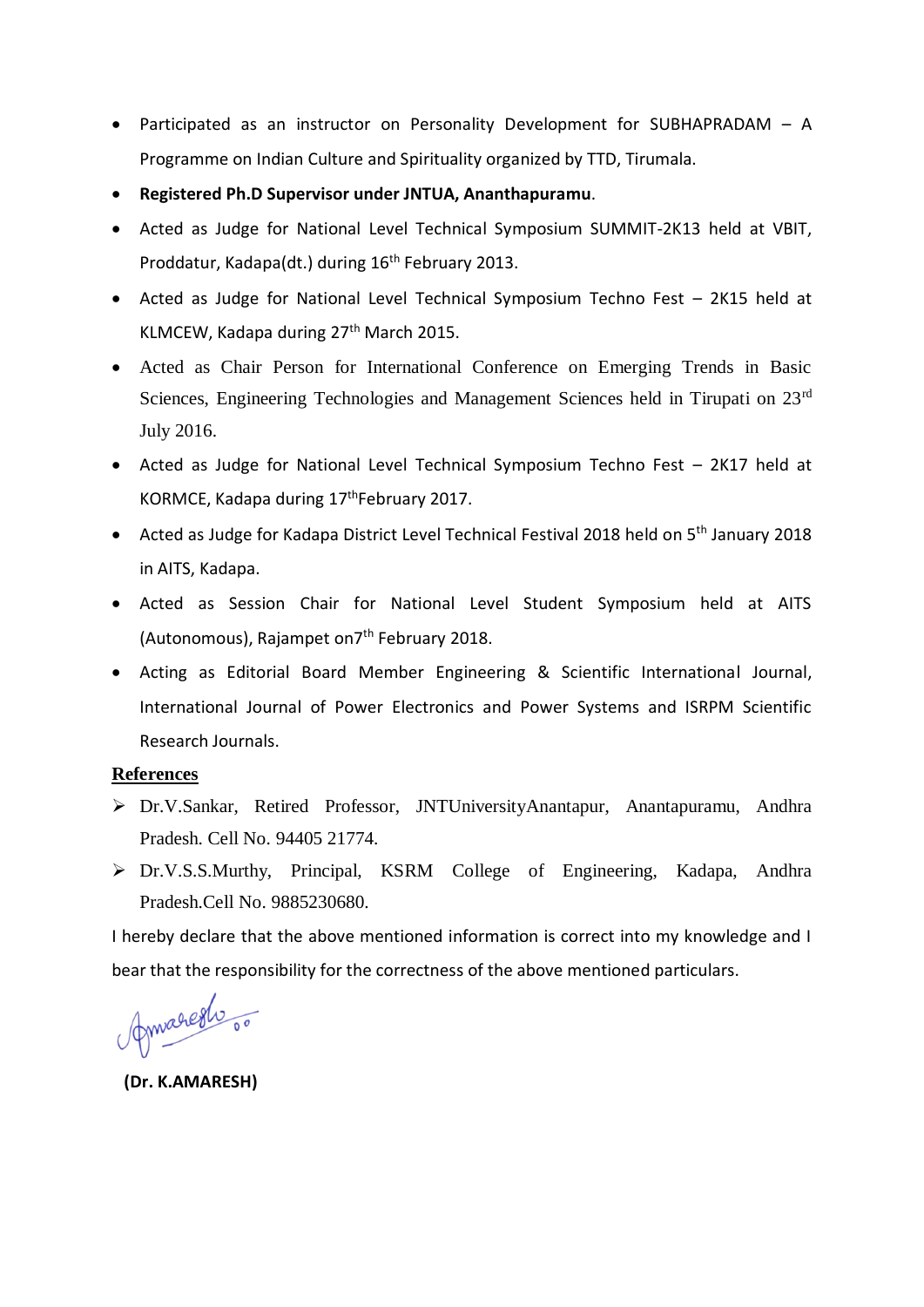- Participated as an instructor on Personality Development for SUBHAPRADAM – A Programme on Indian Culture and Spirituality organized by TTD, Tirumala.
- **Registered Ph.D Supervisor under JNTUA, Ananthapuramu**.
- Acted as Judge for National Level Technical Symposium SUMMIT-2K13 held at VBIT, Proddatur, Kadapa(dt.) during 16th February 2013.
- Acted as Judge for National Level Technical Symposium Techno Fest – 2K15 held at KLMCEW, Kadapa during 27th March 2015.
- Acted as Chair Person for International Conference on Emerging Trends in Basic Sciences, Engineering Technologies and Management Sciences held in Tirupati on 23rd July 2016.
- Acted as Judge for National Level Technical Symposium Techno Fest – 2K17 held at KORMCE, Kadapa during 17thFebruary 2017.
- Acted as Judge for Kadapa District Level Technical Festival 2018 held on 5th January 2018 in AITS, Kadapa.
- Acted as Session Chair for National Level Student Symposium held at AITS (Autonomous), Rajampet on7th February 2018.
- Acting as Editorial Board Member Engineering & Scientific International Journal, International Journal of Power Electronics and Power Systems and ISRPM Scientific Research Journals.

**References**

- Dr.V.Sankar, Retired Professor, JNTUniversityAnantapur, Anantapuramu, Andhra Pradesh. Cell No. 94405 21774.
- Dr.V.S.S.Murthy, Principal, KSRM College of Engineering, Kadapa, Andhra Pradesh.Cell No. 9885230680.

I hereby declare that the above mentioned information is correct into my knowledge and I bear that the responsibility for the correctness of the above mentioned particulars.

**(Dr. K.AMARESH)**